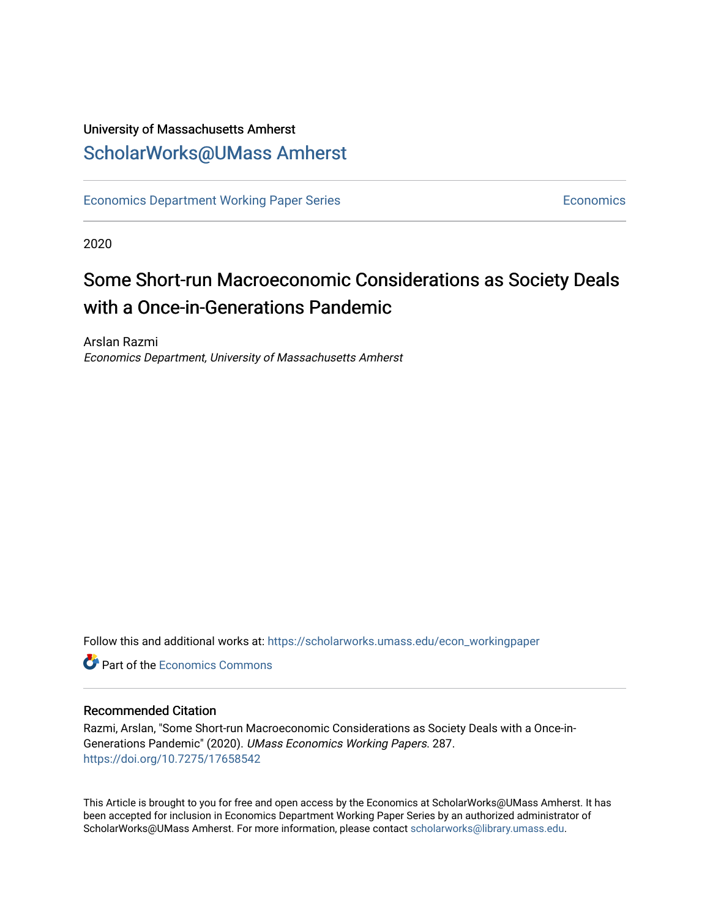University of Massachusetts Amherst

## ScholarWorks@UMass Amherst

Economics Department Working Paper Series | Economics

2020

# Some Short-run Macroeconomic Considerations as Society Deals with a Once-in-Generations Pandemic

Arslan Razmi

*Economics Department, University of Massachusetts Amherst*

Follow this and additional works at: https://scholarworks.umass.edu/econ_workingpaper

Part of the Economics Commons

### Recommended Citation

Razmi, Arslan, "Some Short-run Macroeconomic Considerations as Society Deals with a Once-in-Generations Pandemic" (2020). *UMass Economics Working Papers*. 287.
https://doi.org/10.7275/17658542

This Article is brought to you for free and open access by the Economics at ScholarWorks@UMass Amherst. It has been accepted for inclusion in Economics Department Working Paper Series by an authorized administrator of ScholarWorks@UMass Amherst. For more information, please contact scholarworks@library.umass.edu.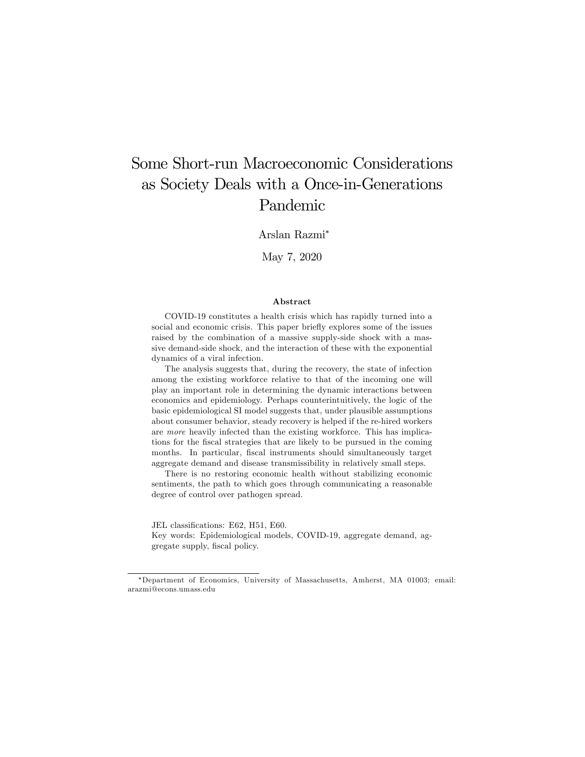# Some Short-run Macroeconomic Considerations as Society Deals with a Once-in-Generations Pandemic

Arslan Razmi*

May 7, 2020

### Abstract

COVID-19 constitutes a health crisis which has rapidly turned into a social and economic crisis. This paper briefly explores some of the issues raised by the combination of a massive supply-side shock with a massive demand-side shock, and the interaction of these with the exponential dynamics of a viral infection.

The analysis suggests that, during the recovery, the state of infection among the existing workforce relative to that of the incoming one will play an important role in determining the dynamic interactions between economics and epidemiology. Perhaps counterintuitively, the logic of the basic epidemiological SI model suggests that, under plausible assumptions about consumer behavior, steady recovery is helped if the re-hired workers are *more* heavily infected than the existing workforce. This has implications for the fiscal strategies that are likely to be pursued in the coming months. In particular, fiscal instruments should simultaneously target aggregate demand and disease transmissibility in relatively small steps.

There is no restoring economic health without stabilizing economic sentiments, the path to which goes through communicating a reasonable degree of control over pathogen spread.

JEL classifications: E62, H51, E60.
Key words: Epidemiological models, COVID-19, aggregate demand, aggregate supply, fiscal policy.

*Department of Economics, University of Massachusetts, Amherst, MA 01003; email: arazmi@econs.umass.edu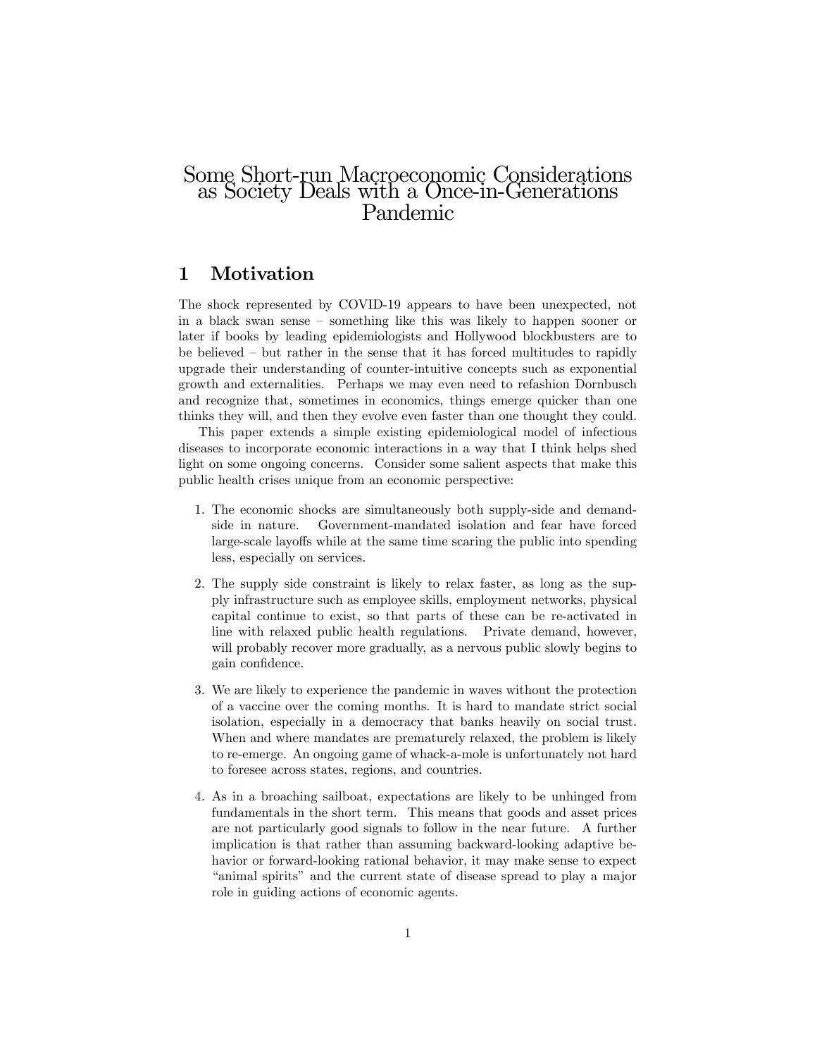# Some Short-run Macroeconomic Considerations as Society Deals with a Once-in-Generations Pandemic

## 1 Motivation

The shock represented by COVID-19 appears to have been unexpected, not in a black swan sense – something like this was likely to happen sooner or later if books by leading epidemiologists and Hollywood blockbusters are to be believed – but rather in the sense that it has forced multitudes to rapidly upgrade their understanding of counter-intuitive concepts such as exponential growth and externalities. Perhaps we may even need to refashion Dornbusch and recognize that, sometimes in economics, things emerge quicker than one thinks they will, and then they evolve even faster than one thought they could.

This paper extends a simple existing epidemiological model of infectious diseases to incorporate economic interactions in a way that I think helps shed light on some ongoing concerns. Consider some salient aspects that make this public health crises unique from an economic perspective:

1. The economic shocks are simultaneously both supply-side and demand-side in nature. Government-mandated isolation and fear have forced large-scale layoffs while at the same time scaring the public into spending less, especially on services.

2. The supply side constraint is likely to relax faster, as long as the supply infrastructure such as employee skills, employment networks, physical capital continue to exist, so that parts of these can be re-activated in line with relaxed public health regulations. Private demand, however, will probably recover more gradually, as a nervous public slowly begins to gain confidence.

3. We are likely to experience the pandemic in waves without the protection of a vaccine over the coming months. It is hard to mandate strict social isolation, especially in a democracy that banks heavily on social trust. When and where mandates are prematurely relaxed, the problem is likely to re-emerge. An ongoing game of whack-a-mole is unfortunately not hard to foresee across states, regions, and countries.

4. As in a broaching sailboat, expectations are likely to be unhinged from fundamentals in the short term. This means that goods and asset prices are not particularly good signals to follow in the near future. A further implication is that rather than assuming backward-looking adaptive behavior or forward-looking rational behavior, it may make sense to expect "animal spirits" and the current state of disease spread to play a major role in guiding actions of economic agents.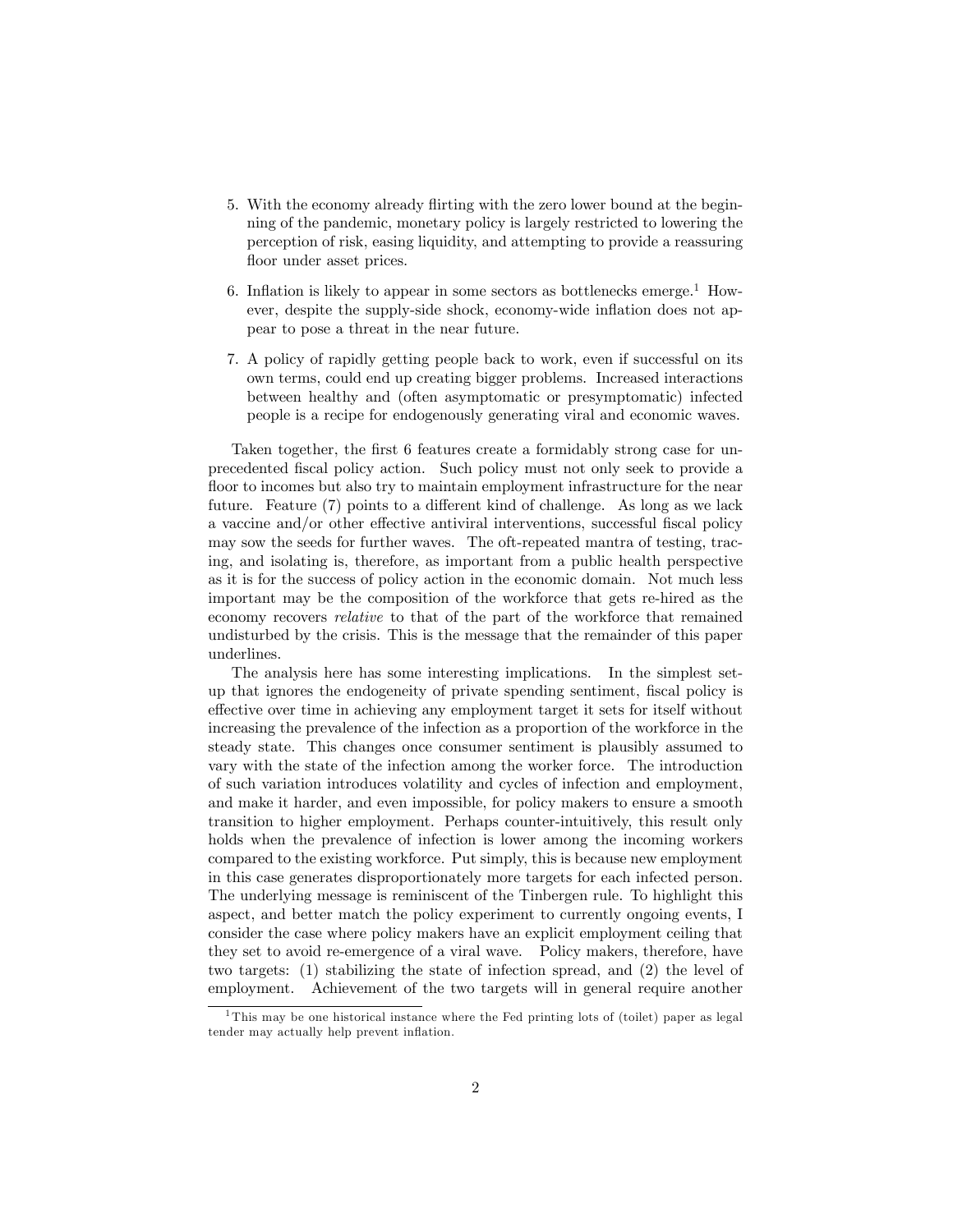5. With the economy already flirting with the zero lower bound at the beginning of the pandemic, monetary policy is largely restricted to lowering the perception of risk, easing liquidity, and attempting to provide a reassuring floor under asset prices.

6. Inflation is likely to appear in some sectors as bottlenecks emerge.[1] However, despite the supply-side shock, economy-wide inflation does not appear to pose a threat in the near future.

7. A policy of rapidly getting people back to work, even if successful on its own terms, could end up creating bigger problems. Increased interactions between healthy and (often asymptomatic or presymptomatic) infected people is a recipe for endogenously generating viral and economic waves.

Taken together, the first 6 features create a formidably strong case for unprecedented fiscal policy action. Such policy must not only seek to provide a floor to incomes but also try to maintain employment infrastructure for the near future. Feature (7) points to a different kind of challenge. As long as we lack a vaccine and/or other effective antiviral interventions, successful fiscal policy may sow the seeds for further waves. The oft-repeated mantra of testing, tracing, and isolating is, therefore, as important from a public health perspective as it is for the success of policy action in the economic domain. Not much less important may be the composition of the workforce that gets re-hired as the economy recovers *relative* to that of the part of the workforce that remained undisturbed by the crisis. This is the message that the remainder of this paper underlines.

The analysis here has some interesting implications. In the simplest setup that ignores the endogeneity of private spending sentiment, fiscal policy is effective over time in achieving any employment target it sets for itself without increasing the prevalence of the infection as a proportion of the workforce in the steady state. This changes once consumer sentiment is plausibly assumed to vary with the state of the infection among the worker force. The introduction of such variation introduces volatility and cycles of infection and employment, and make it harder, and even impossible, for policy makers to ensure a smooth transition to higher employment. Perhaps counter-intuitively, this result only holds when the prevalence of infection is lower among the incoming workers compared to the existing workforce. Put simply, this is because new employment in this case generates disproportionately more targets for each infected person. The underlying message is reminiscent of the Tinbergen rule. To highlight this aspect, and better match the policy experiment to currently ongoing events, I consider the case where policy makers have an explicit employment ceiling that they set to avoid re-emergence of a viral wave. Policy makers, therefore, have two targets: (1) stabilizing the state of infection spread, and (2) the level of employment. Achievement of the two targets will in general require another

[1] This may be one historical instance where the Fed printing lots of (toilet) paper as legal tender may actually help prevent inflation.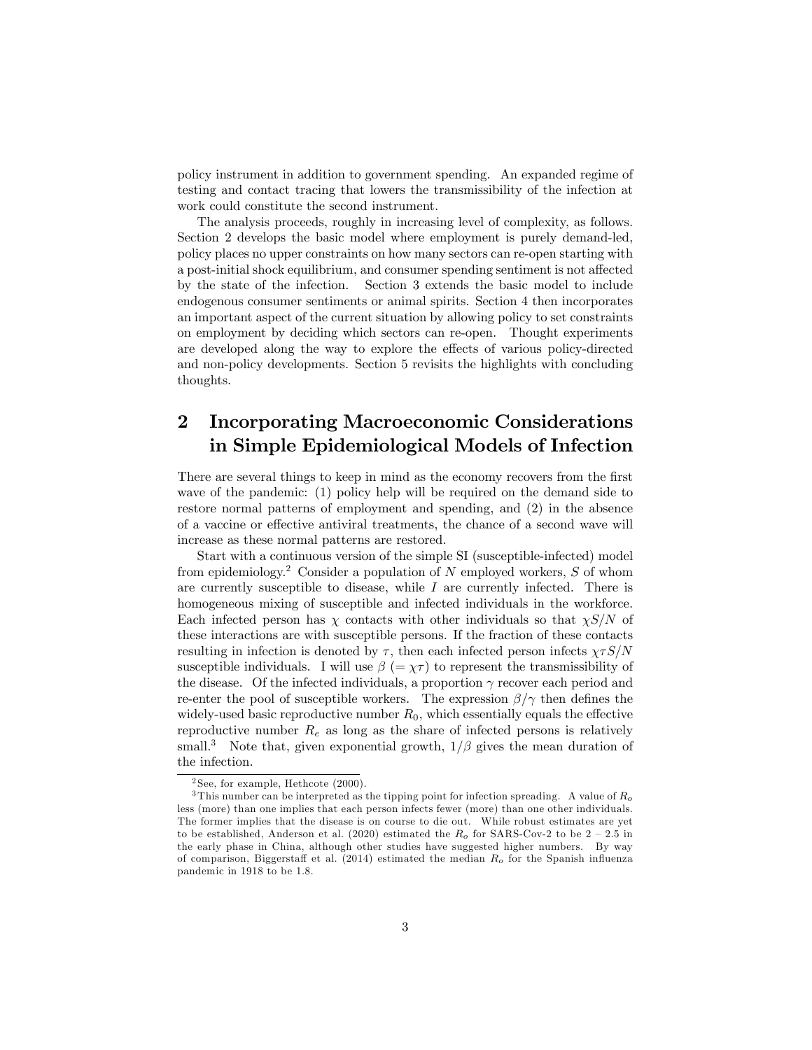policy instrument in addition to government spending. An expanded regime of testing and contact tracing that lowers the transmissibility of the infection at work could constitute the second instrument.

The analysis proceeds, roughly in increasing level of complexity, as follows. Section 2 develops the basic model where employment is purely demand-led, policy places no upper constraints on how many sectors can re-open starting with a post-initial shock equilibrium, and consumer spending sentiment is not affected by the state of the infection. Section 3 extends the basic model to include endogenous consumer sentiments or animal spirits. Section 4 then incorporates an important aspect of the current situation by allowing policy to set constraints on employment by deciding which sectors can re-open. Thought experiments are developed along the way to explore the effects of various policy-directed and non-policy developments. Section 5 revisits the highlights with concluding thoughts.

## 2 Incorporating Macroeconomic Considerations in Simple Epidemiological Models of Infection

There are several things to keep in mind as the economy recovers from the first wave of the pandemic: (1) policy help will be required on the demand side to restore normal patterns of employment and spending, and (2) in the absence of a vaccine or effective antiviral treatments, the chance of a second wave will increase as these normal patterns are restored.

Start with a continuous version of the simple SI (susceptible-infected) model from epidemiology.[2] Consider a population of $N$ employed workers, $S$ of whom are currently susceptible to disease, while $I$ are currently infected. There is homogeneous mixing of susceptible and infected individuals in the workforce. Each infected person has $\chi$ contacts with other individuals so that $\chi S/N$ of these interactions are with susceptible persons. If the fraction of these contacts resulting in infection is denoted by $\tau$, then each infected person infects $\chi\tau S/N$ susceptible individuals. I will use $\beta$ $(= \chi\tau)$ to represent the transmissibility of the disease. Of the infected individuals, a proportion $\gamma$ recover each period and re-enter the pool of susceptible workers. The expression $\beta/\gamma$ then defines the widely-used basic reproductive number $R_0$, which essentially equals the effective reproductive number $R_e$ as long as the share of infected persons is relatively small.[3] Note that, given exponential growth, $1/\beta$ gives the mean duration of the infection.

---

[2] See, for example, Hethcote (2000).

[3] This number can be interpreted as the tipping point for infection spreading. A value of $R_o$ less (more) than one implies that each person infects fewer (more) than one other individuals. The former implies that the disease is on course to die out. While robust estimates are yet to be established, Anderson et al. (2020) estimated the $R_o$ for SARS-Cov-2 to be 2 – 2.5 in the early phase in China, although other studies have suggested higher numbers. By way of comparison, Biggerstaff et al. (2014) estimated the median $R_o$ for the Spanish influenza pandemic in 1918 to be 1.8.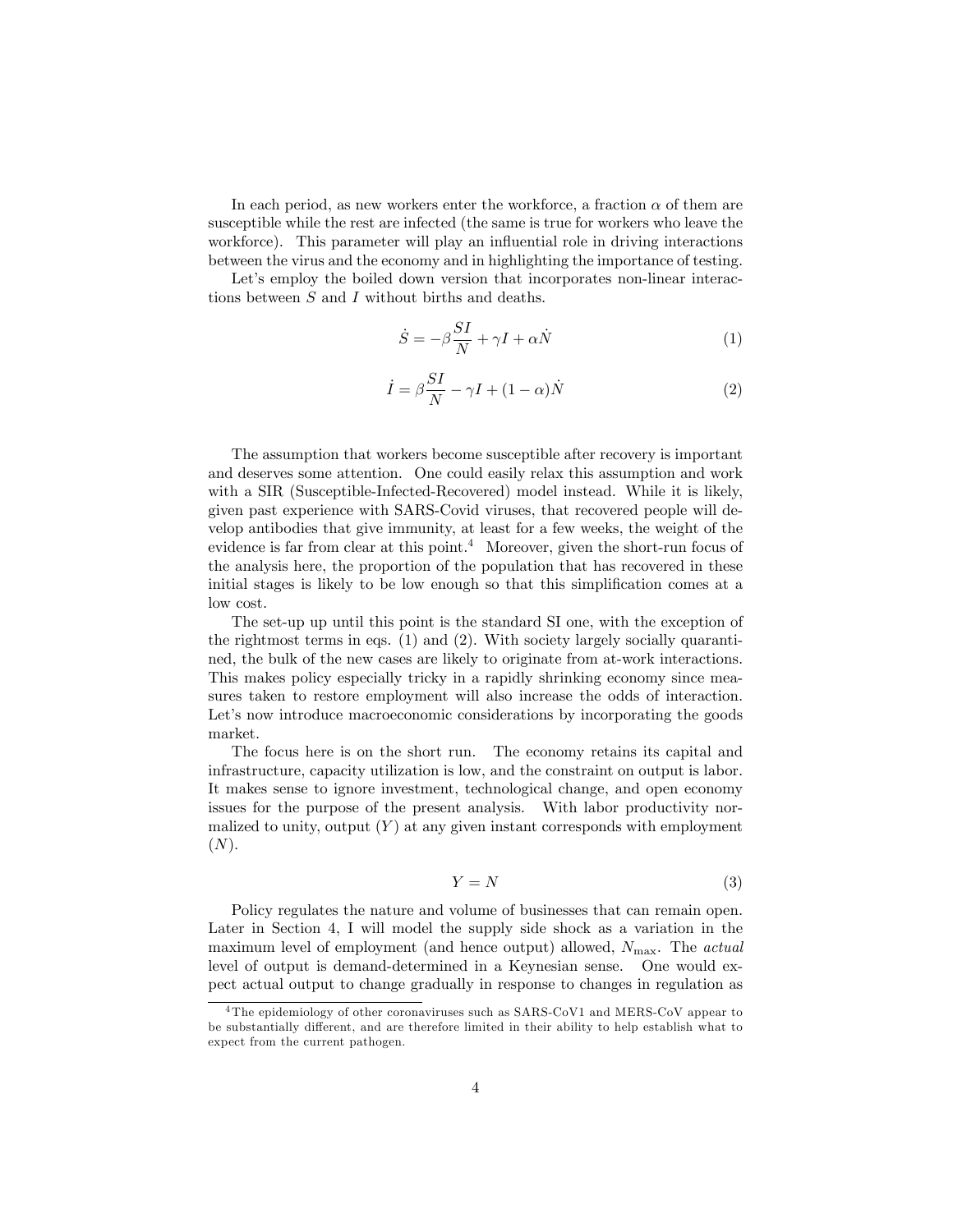In each period, as new workers enter the workforce, a fraction $\alpha$ of them are susceptible while the rest are infected (the same is true for workers who leave the workforce). This parameter will play an influential role in driving interactions between the virus and the economy and in highlighting the importance of testing.

Let's employ the boiled down version that incorporates non-linear interactions between $S$ and $I$ without births and deaths.

$$\dot{S} = -\beta \frac{SI}{N} + \gamma I + \alpha \dot{N} \tag{1}$$

$$\dot{I} = \beta \frac{SI}{N} - \gamma I + (1 - \alpha)\dot{N} \tag{2}$$

The assumption that workers become susceptible after recovery is important and deserves some attention. One could easily relax this assumption and work with a SIR (Susceptible-Infected-Recovered) model instead. While it is likely, given past experience with SARS-Covid viruses, that recovered people will develop antibodies that give immunity, at least for a few weeks, the weight of the evidence is far from clear at this point.[4] Moreover, given the short-run focus of the analysis here, the proportion of the population that has recovered in these initial stages is likely to be low enough so that this simplification comes at a low cost.

The set-up up until this point is the standard SI one, with the exception of the rightmost terms in eqs. (1) and (2). With society largely socially quarantined, the bulk of the new cases are likely to originate from at-work interactions. This makes policy especially tricky in a rapidly shrinking economy since measures taken to restore employment will also increase the odds of interaction. Let's now introduce macroeconomic considerations by incorporating the goods market.

The focus here is on the short run. The economy retains its capital and infrastructure, capacity utilization is low, and the constraint on output is labor. It makes sense to ignore investment, technological change, and open economy issues for the purpose of the present analysis. With labor productivity normalized to unity, output ($Y$) at any given instant corresponds with employment ($N$).

$$Y = N \tag{3}$$

Policy regulates the nature and volume of businesses that can remain open. Later in Section 4, I will model the supply side shock as a variation in the maximum level of employment (and hence output) allowed, $N_{\max}$. The *actual* level of output is demand-determined in a Keynesian sense. One would expect actual output to change gradually in response to changes in regulation as

[4] The epidemiology of other coronaviruses such as SARS-CoV1 and MERS-CoV appear to be substantially different, and are therefore limited in their ability to help establish what to expect from the current pathogen.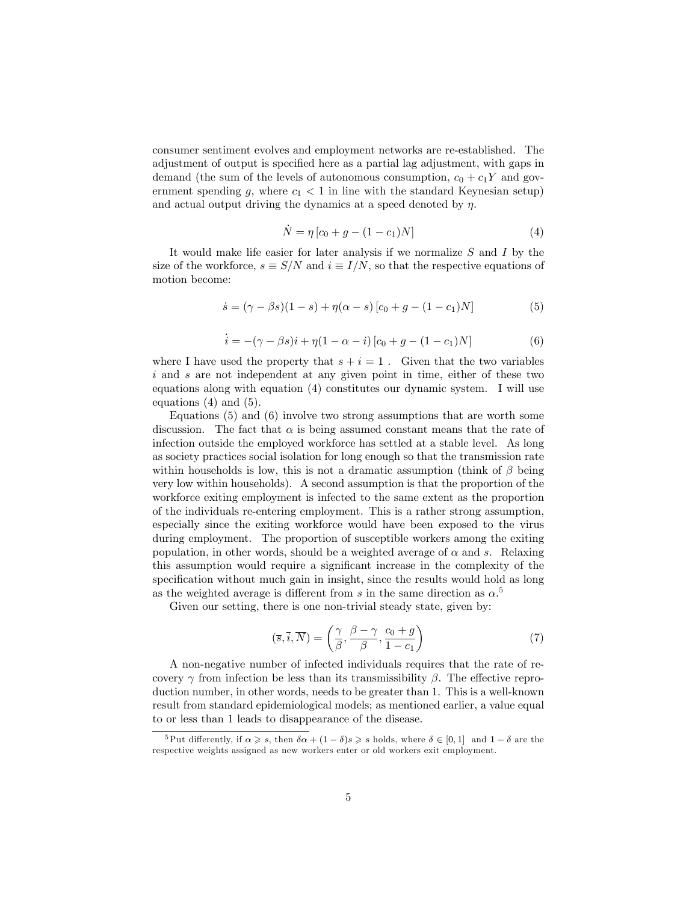consumer sentiment evolves and employment networks are re-established. The adjustment of output is specified here as a partial lag adjustment, with gaps in demand (the sum of the levels of autonomous consumption, $c_0 + c_1 Y$ and government spending $g$, where $c_1 < 1$ in line with the standard Keynesian setup) and actual output driving the dynamics at a speed denoted by $\eta$.

$$\dot{N} = \eta \left[ c_0 + g - (1 - c_1)N \right] \tag{4}$$

It would make life easier for later analysis if we normalize $S$ and $I$ by the size of the workforce, $s \equiv S/N$ and $i \equiv I/N$, so that the respective equations of motion become:

$$\dot{s} = (\gamma - \beta s)(1 - s) + \eta(\alpha - s) \left[ c_0 + g - (1 - c_1)N \right] \tag{5}$$

$$\dot{i} = -(\gamma - \beta s)i + \eta(1 - \alpha - i) \left[ c_0 + g - (1 - c_1)N \right] \tag{6}$$

where I have used the property that $s + i = 1$ . Given that the two variables $i$ and $s$ are not independent at any given point in time, either of these two equations along with equation (4) constitutes our dynamic system. I will use equations (4) and (5).

Equations (5) and (6) involve two strong assumptions that are worth some discussion. The fact that $\alpha$ is being assumed constant means that the rate of infection outside the employed workforce has settled at a stable level. As long as society practices social isolation for long enough so that the transmission rate within households is low, this is not a dramatic assumption (think of $\beta$ being very low within households). A second assumption is that the proportion of the workforce exiting employment is infected to the same extent as the proportion of the individuals re-entering employment. This is a rather strong assumption, especially since the exiting workforce would have been exposed to the virus during employment. The proportion of susceptible workers among the exiting population, in other words, should be a weighted average of $\alpha$ and $s$. Relaxing this assumption would require a significant increase in the complexity of the specification without much gain in insight, since the results would hold as long as the weighted average is different from $s$ in the same direction as $\alpha$.[5]

Given our setting, there is one non-trivial steady state, given by:

$$(\overline{s}, \overline{i}, \overline{N}) = \left( \frac{\gamma}{\beta}, \frac{\beta - \gamma}{\beta}, \frac{c_0 + g}{1 - c_1} \right) \tag{7}$$

A non-negative number of infected individuals requires that the rate of recovery $\gamma$ from infection be less than its transmissibility $\beta$. The effective reproduction number, in other words, needs to be greater than 1. This is a well-known result from standard epidemiological models; as mentioned earlier, a value equal to or less than 1 leads to disappearance of the disease.

[5] Put differently, if $\alpha \geqslant s$, then $\delta\alpha + (1 - \delta)s \geqslant s$ holds, where $\delta \in [0, 1]$ and $1 - \delta$ are the respective weights assigned as new workers enter or old workers exit employment.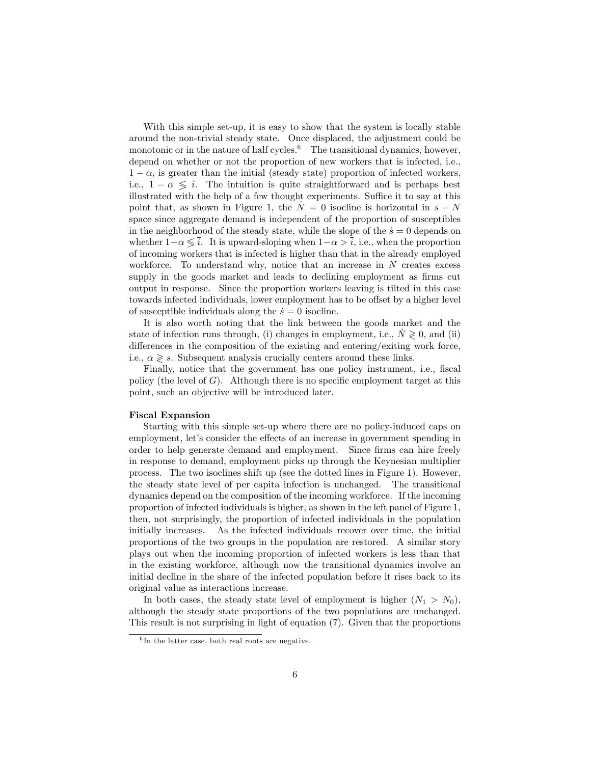With this simple set-up, it is easy to show that the system is locally stable around the non-trivial steady state. Once displaced, the adjustment could be monotonic or in the nature of half cycles.[6] The transitional dynamics, however, depend on whether or not the proportion of new workers that is infected, i.e., $1-\alpha$, is greater than the initial (steady state) proportion of infected workers, i.e., $1-\alpha \lesseqgtr \bar{i}$. The intuition is quite straightforward and is perhaps best illustrated with the help of a few thought experiments. Suffice it to say at this point that, as shown in Figure 1, the $\dot{N}=0$ isocline is horizontal in $s-N$ space since aggregate demand is independent of the proportion of susceptibles in the neighborhood of the steady state, while the slope of the $\dot{s}=0$ depends on whether $1-\alpha \lesseqgtr \bar{i}$. It is upward-sloping when $1-\alpha > \bar{i}$, i.e., when the proportion of incoming workers that is infected is higher than that in the already employed workforce. To understand why, notice that an increase in $N$ creates excess supply in the goods market and leads to declining employment as firms cut output in response. Since the proportion workers leaving is tilted in this case towards infected individuals, lower employment has to be offset by a higher level of susceptible individuals along the $\dot{s}=0$ isocline.

It is also worth noting that the link between the goods market and the state of infection runs through, (i) changes in employment, i.e., $\dot{N} \gtrless 0$, and (ii) differences in the composition of the existing and entering/exiting work force, i.e., $\alpha \gtrless s$. Subsequent analysis crucially centers around these links.

Finally, notice that the government has one policy instrument, i.e., fiscal policy (the level of $G$). Although there is no specific employment target at this point, such an objective will be introduced later.

**Fiscal Expansion**

Starting with this simple set-up where there are no policy-induced caps on employment, let's consider the effects of an increase in government spending in order to help generate demand and employment. Since firms can hire freely in response to demand, employment picks up through the Keynesian multiplier process. The two isoclines shift up (see the dotted lines in Figure 1). However, the steady state level of per capita infection is unchanged. The transitional dynamics depend on the composition of the incoming workforce. If the incoming proportion of infected individuals is higher, as shown in the left panel of Figure 1, then, not surprisingly, the proportion of infected individuals in the population initially increases. As the infected individuals recover over time, the initial proportions of the two groups in the population are restored. A similar story plays out when the incoming proportion of infected workers is less than that in the existing workforce, although now the transitional dynamics involve an initial decline in the share of the infected population before it rises back to its original value as interactions increase.

In both cases, the steady state level of employment is higher ($N_1 > N_0$), although the steady state proportions of the two populations are unchanged. This result is not surprising in light of equation (7). Given that the proportions

[6] In the latter case, both real roots are negative.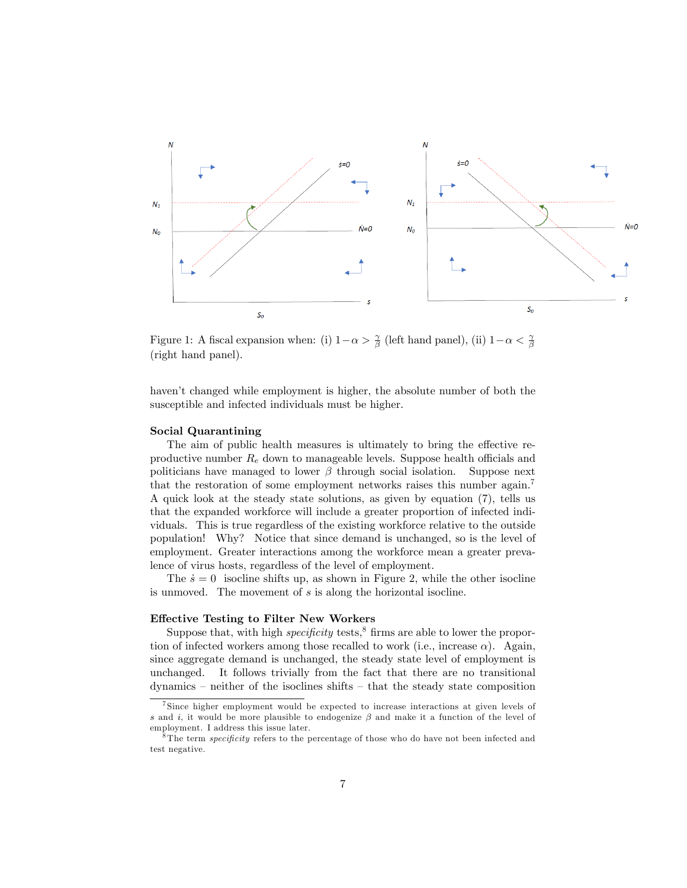Figure 1: A fiscal expansion when: (i) $1-\alpha > \frac{\gamma}{\beta}$ (left hand panel), (ii) $1-\alpha < \frac{\gamma}{\beta}$ (right hand panel).

haven't changed while employment is higher, the absolute number of both the susceptible and infected individuals must be higher.

**Social Quarantining**

The aim of public health measures is ultimately to bring the effective reproductive number $R_e$ down to manageable levels. Suppose health officials and politicians have managed to lower $\beta$ through social isolation. Suppose next that the restoration of some employment networks raises this number again.[7] A quick look at the steady state solutions, as given by equation (7), tells us that the expanded workforce will include a greater proportion of infected individuals. This is true regardless of the existing workforce relative to the outside population! Why? Notice that since demand is unchanged, so is the level of employment. Greater interactions among the workforce mean a greater prevalence of virus hosts, regardless of the level of employment.

The $\dot{s} = 0$ isocline shifts up, as shown in Figure 2, while the other isocline is unmoved. The movement of $s$ is along the horizontal isocline.

**Effective Testing to Filter New Workers**

Suppose that, with high *specificity* tests,[8] firms are able to lower the proportion of infected workers among those recalled to work (i.e., increase $\alpha$). Again, since aggregate demand is unchanged, the steady state level of employment is unchanged. It follows trivially from the fact that there are no transitional dynamics – neither of the isoclines shifts – that the steady state composition

[7] Since higher employment would be expected to increase interactions at given levels of $s$ and $i$, it would be more plausible to endogenize $\beta$ and make it a function of the level of employment. I address this issue later.

[8] The term *specificity* refers to the percentage of those who do have not been infected and test negative.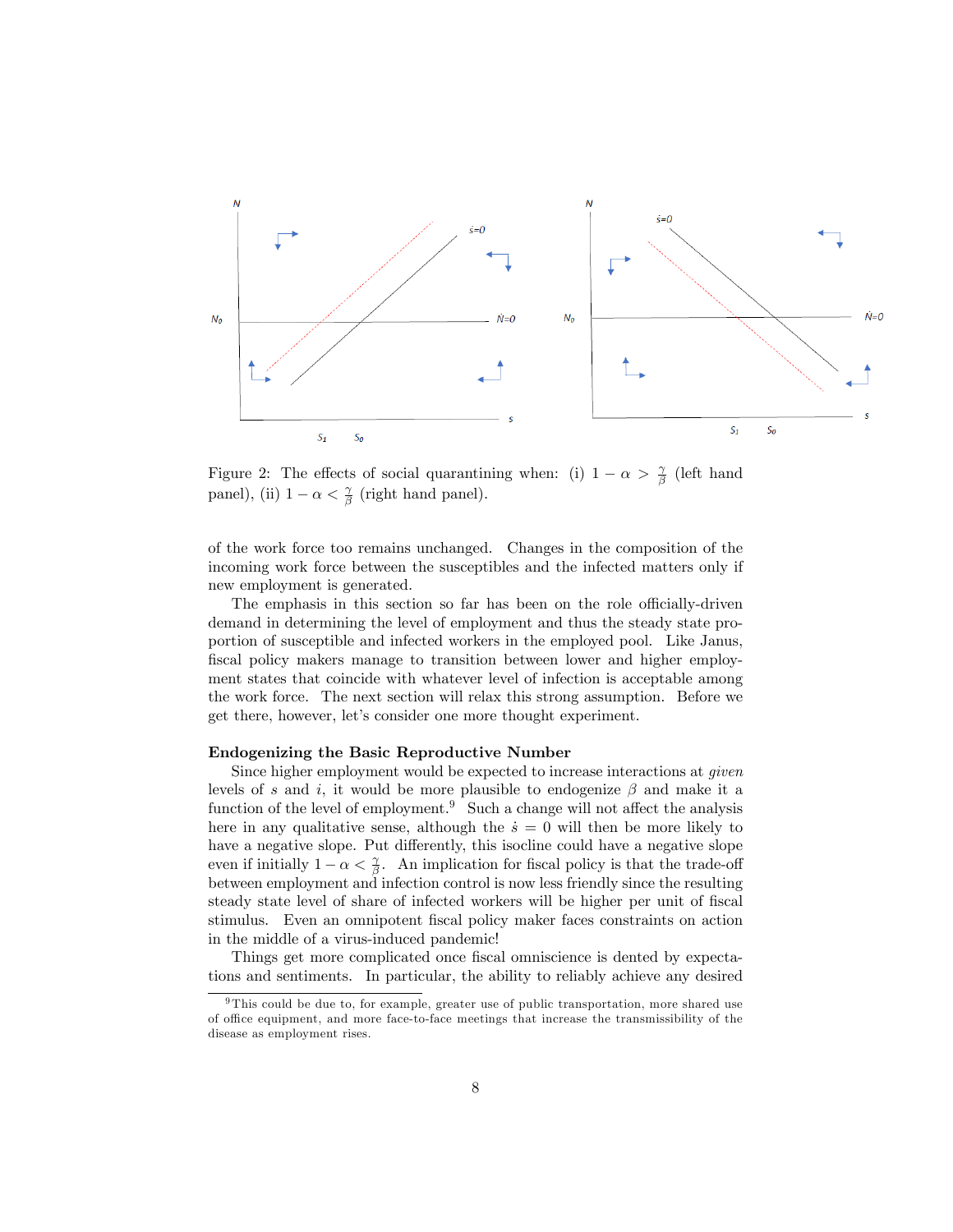Figure 2: The effects of social quarantining when: (i) $1-\alpha > \frac{\gamma}{\beta}$ (left hand panel), (ii) $1-\alpha < \frac{\gamma}{\beta}$ (right hand panel).

of the work force too remains unchanged. Changes in the composition of the incoming work force between the susceptibles and the infected matters only if new employment is generated.

The emphasis in this section so far has been on the role officially-driven demand in determining the level of employment and thus the steady state proportion of susceptible and infected workers in the employed pool. Like Janus, fiscal policy makers manage to transition between lower and higher employment states that coincide with whatever level of infection is acceptable among the work force. The next section will relax this strong assumption. Before we get there, however, let's consider one more thought experiment.

**Endogenizing the Basic Reproductive Number**

Since higher employment would be expected to increase interactions at *given* levels of $s$ and $i$, it would be more plausible to endogenize $\beta$ and make it a function of the level of employment.[9] Such a change will not affect the analysis here in any qualitative sense, although the $\dot{s} = 0$ will then be more likely to have a negative slope. Put differently, this isocline could have a negative slope even if initially $1-\alpha < \frac{\gamma}{\beta}$. An implication for fiscal policy is that the trade-off between employment and infection control is now less friendly since the resulting steady state level of share of infected workers will be higher per unit of fiscal stimulus. Even an omnipotent fiscal policy maker faces constraints on action in the middle of a virus-induced pandemic!

Things get more complicated once fiscal omniscience is dented by expectations and sentiments. In particular, the ability to reliably achieve any desired

[9] This could be due to, for example, greater use of public transportation, more shared use of office equipment, and more face-to-face meetings that increase the transmissibility of the disease as employment rises.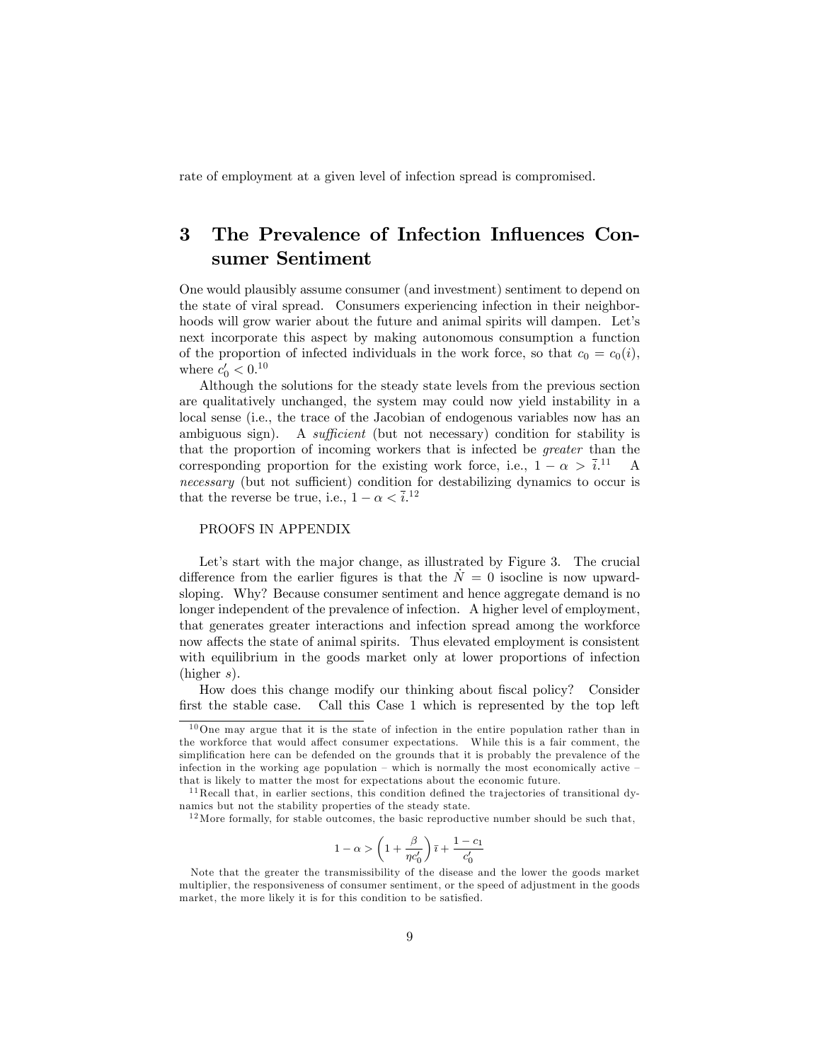rate of employment at a given level of infection spread is compromised.

# 3 The Prevalence of Infection Influences Consumer Sentiment

One would plausibly assume consumer (and investment) sentiment to depend on the state of viral spread. Consumers experiencing infection in their neighborhoods will grow warier about the future and animal spirits will dampen. Let's next incorporate this aspect by making autonomous consumption a function of the proportion of infected individuals in the work force, so that $c_0 = c_0(i)$, where $c_0' < 0$.[10]

Although the solutions for the steady state levels from the previous section are qualitatively unchanged, the system may could now yield instability in a local sense (i.e., the trace of the Jacobian of endogenous variables now has an ambiguous sign). A *sufficient* (but not necessary) condition for stability is that the proportion of incoming workers that is infected be *greater* than the corresponding proportion for the existing work force, i.e., $1 - \alpha > \bar{i}$.[11] A *necessary* (but not sufficient) condition for destabilizing dynamics to occur is that the reverse be true, i.e., $1 - \alpha < \bar{i}$.[12]

PROOFS IN APPENDIX

Let's start with the major change, as illustrated by Figure 3. The crucial difference from the earlier figures is that the $\dot{N} = 0$ isocline is now upward-sloping. Why? Because consumer sentiment and hence aggregate demand is no longer independent of the prevalence of infection. A higher level of employment, that generates greater interactions and infection spread among the workforce now affects the state of animal spirits. Thus elevated employment is consistent with equilibrium in the goods market only at lower proportions of infection (higher $s$).

How does this change modify our thinking about fiscal policy? Consider first the stable case. Call this Case 1 which is represented by the top left

---

[10] One may argue that it is the state of infection in the entire population rather than in the workforce that would affect consumer expectations. While this is a fair comment, the simplification here can be defended on the grounds that it is probably the prevalence of the infection in the working age population – which is normally the most economically active – that is likely to matter the most for expectations about the economic future.

[11] Recall that, in earlier sections, this condition defined the trajectories of transitional dynamics but not the stability properties of the steady state.

[12] More formally, for stable outcomes, the basic reproductive number should be such that,

$$1 - \alpha > \left(1 + \frac{\beta}{\eta c_0'}\right)\bar{\imath} + \frac{1 - c_1}{c_0'}$$

Note that the greater the transmissibility of the disease and the lower the goods market multiplier, the responsiveness of consumer sentiment, or the speed of adjustment in the goods market, the more likely it is for this condition to be satisfied.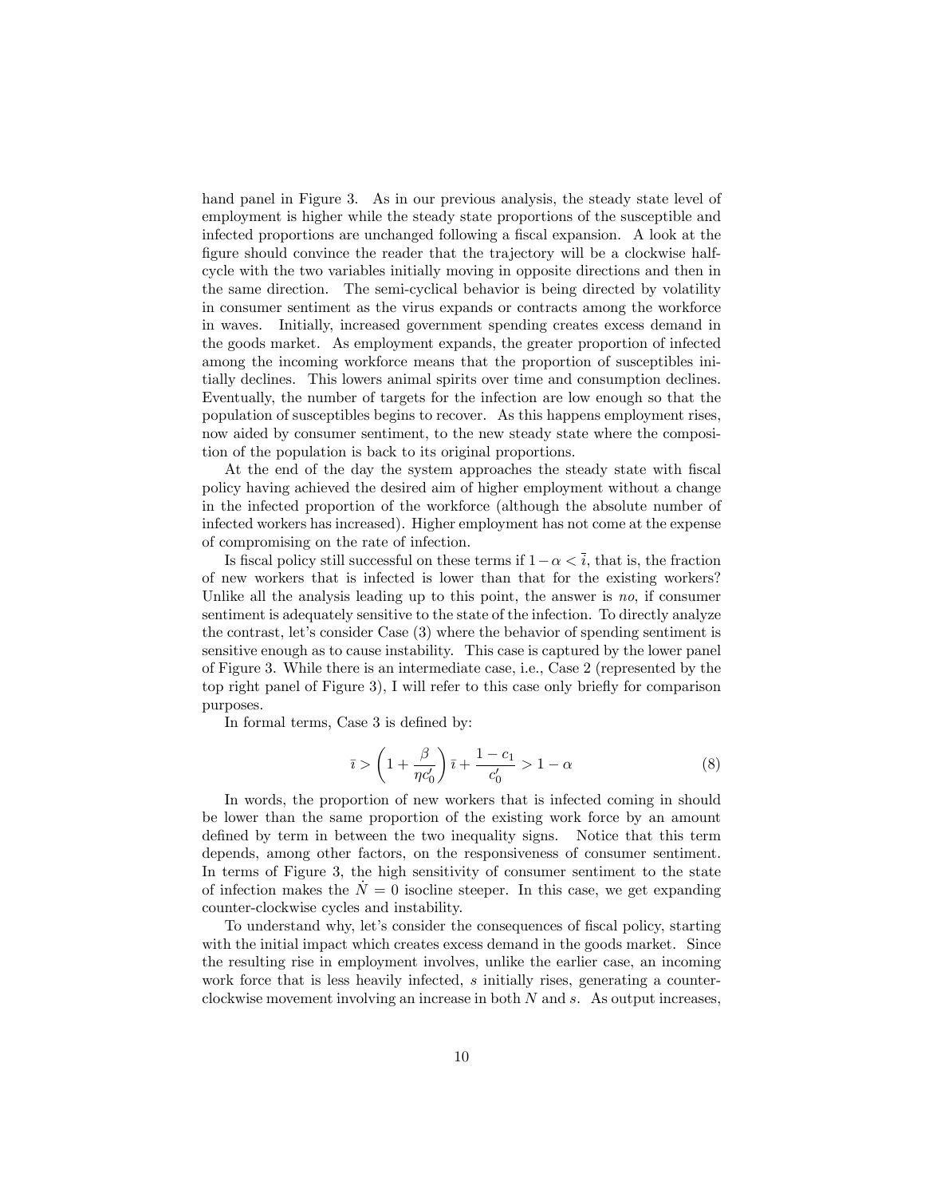hand panel in Figure 3. As in our previous analysis, the steady state level of employment is higher while the steady state proportions of the susceptible and infected proportions are unchanged following a fiscal expansion. A look at the figure should convince the reader that the trajectory will be a clockwise half-cycle with the two variables initially moving in opposite directions and then in the same direction. The semi-cyclical behavior is being directed by volatility in consumer sentiment as the virus expands or contracts among the workforce in waves. Initially, increased government spending creates excess demand in the goods market. As employment expands, the greater proportion of infected among the incoming workforce means that the proportion of susceptibles initially declines. This lowers animal spirits over time and consumption declines. Eventually, the number of targets for the infection are low enough so that the population of susceptibles begins to recover. As this happens employment rises, now aided by consumer sentiment, to the new steady state where the composition of the population is back to its original proportions.

At the end of the day the system approaches the steady state with fiscal policy having achieved the desired aim of higher employment without a change in the infected proportion of the workforce (although the absolute number of infected workers has increased). Higher employment has not come at the expense of compromising on the rate of infection.

Is fiscal policy still successful on these terms if $1 - \alpha < \bar{i}$, that is, the fraction of new workers that is infected is lower than that for the existing workers? Unlike all the analysis leading up to this point, the answer is *no*, if consumer sentiment is adequately sensitive to the state of the infection. To directly analyze the contrast, let's consider Case (3) where the behavior of spending sentiment is sensitive enough as to cause instability. This case is captured by the lower panel of Figure 3. While there is an intermediate case, i.e., Case 2 (represented by the top right panel of Figure 3), I will refer to this case only briefly for comparison purposes.

In formal terms, Case 3 is defined by:

$$\bar{\imath} > \left(1 + \frac{\beta}{\eta c_0'}\right)\bar{\imath} + \frac{1 - c_1}{c_0'} > 1 - \alpha \tag{8}$$

In words, the proportion of new workers that is infected coming in should be lower than the same proportion of the existing work force by an amount defined by term in between the two inequality signs. Notice that this term depends, among other factors, on the responsiveness of consumer sentiment. In terms of Figure 3, the high sensitivity of consumer sentiment to the state of infection makes the $\dot{N} = 0$ isocline steeper. In this case, we get expanding counter-clockwise cycles and instability.

To understand why, let's consider the consequences of fiscal policy, starting with the initial impact which creates excess demand in the goods market. Since the resulting rise in employment involves, unlike the earlier case, an incoming work force that is less heavily infected, $s$ initially rises, generating a counter-clockwise movement involving an increase in both $N$ and $s$. As output increases,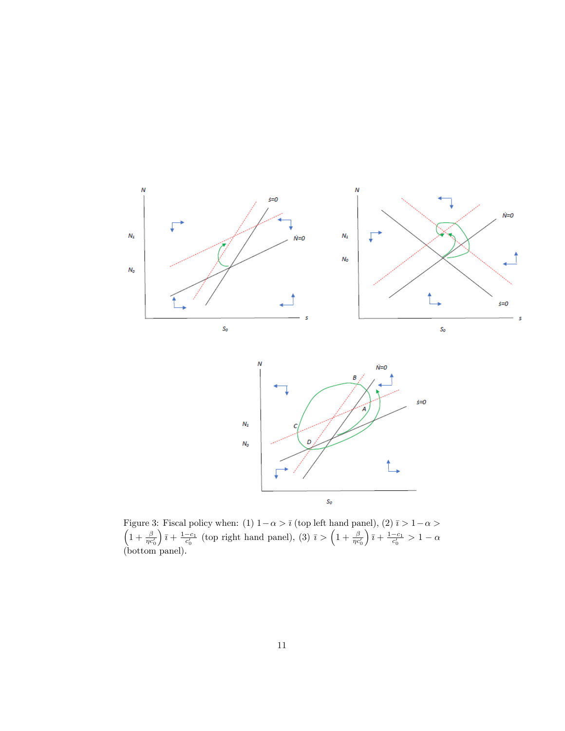Figure 3: Fiscal policy when: (1) $1-\alpha > \bar{\imath}$ (top left hand panel), (2) $\bar{\imath} > 1-\alpha > \left(1+\frac{\beta}{\eta c_0'}\right)\bar{\imath} + \frac{1-c_1}{c_0'}$ (top right hand panel), (3) $\bar{\imath} > \left(1+\frac{\beta}{\eta c_0'}\right)\bar{\imath} + \frac{1-c_1}{c_0'} > 1-\alpha$ (bottom panel).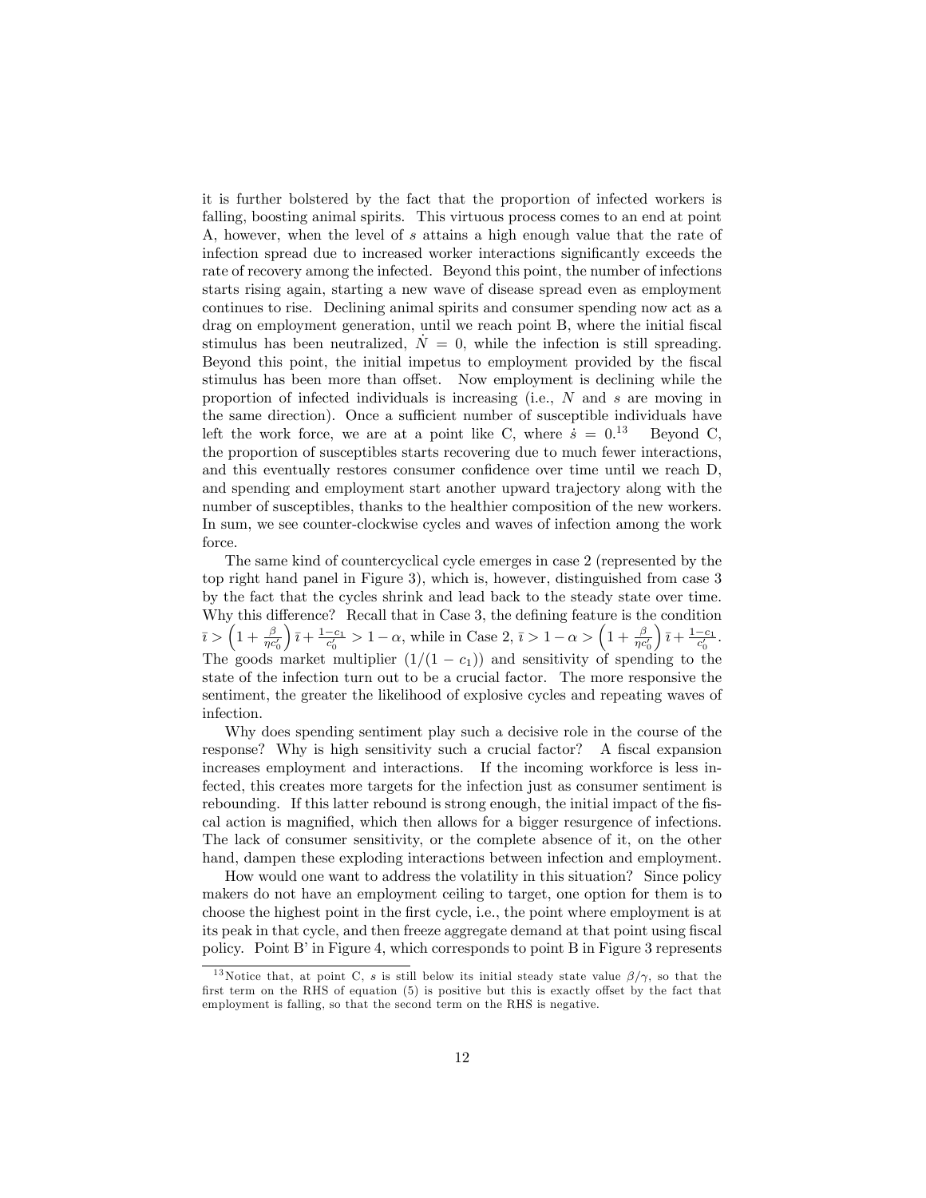it is further bolstered by the fact that the proportion of infected workers is falling, boosting animal spirits. This virtuous process comes to an end at point A, however, when the level of $s$ attains a high enough value that the rate of infection spread due to increased worker interactions significantly exceeds the rate of recovery among the infected. Beyond this point, the number of infections starts rising again, starting a new wave of disease spread even as employment continues to rise. Declining animal spirits and consumer spending now act as a drag on employment generation, until we reach point B, where the initial fiscal stimulus has been neutralized, $\dot{N} = 0$, while the infection is still spreading. Beyond this point, the initial impetus to employment provided by the fiscal stimulus has been more than offset. Now employment is declining while the proportion of infected individuals is increasing (i.e., $N$ and $s$ are moving in the same direction). Once a sufficient number of susceptible individuals have left the work force, we are at a point like C, where $\dot{s} = 0$.[13] Beyond C, the proportion of susceptibles starts recovering due to much fewer interactions, and this eventually restores consumer confidence over time until we reach D, and spending and employment start another upward trajectory along with the number of susceptibles, thanks to the healthier composition of the new workers. In sum, we see counter-clockwise cycles and waves of infection among the work force.

The same kind of countercyclical cycle emerges in case 2 (represented by the top right hand panel in Figure 3), which is, however, distinguished from case 3 by the fact that the cycles shrink and lead back to the steady state over time. Why this difference? Recall that in Case 3, the defining feature is the condition $\bar{\imath} > \left(1 + \frac{\beta}{\eta c_0'}\right)\bar{\imath} + \frac{1-c_1}{c_0'} > 1 - \alpha$, while in Case 2, $\bar{\imath} > 1 - \alpha > \left(1 + \frac{\beta}{\eta c_0'}\right)\bar{\imath} + \frac{1-c_1}{c_0'}$. The goods market multiplier $(1/(1-c_1))$ and sensitivity of spending to the state of the infection turn out to be a crucial factor. The more responsive the sentiment, the greater the likelihood of explosive cycles and repeating waves of infection.

Why does spending sentiment play such a decisive role in the course of the response? Why is high sensitivity such a crucial factor? A fiscal expansion increases employment and interactions. If the incoming workforce is less infected, this creates more targets for the infection just as consumer sentiment is rebounding. If this latter rebound is strong enough, the initial impact of the fiscal action is magnified, which then allows for a bigger resurgence of infections. The lack of consumer sensitivity, or the complete absence of it, on the other hand, dampen these exploding interactions between infection and employment.

How would one want to address the volatility in this situation? Since policy makers do not have an employment ceiling to target, one option for them is to choose the highest point in the first cycle, i.e., the point where employment is at its peak in that cycle, and then freeze aggregate demand at that point using fiscal policy. Point B' in Figure 4, which corresponds to point B in Figure 3 represents

[13] Notice that, at point C, $s$ is still below its initial steady state value $\beta/\gamma$, so that the first term on the RHS of equation (5) is positive but this is exactly offset by the fact that employment is falling, so that the second term on the RHS is negative.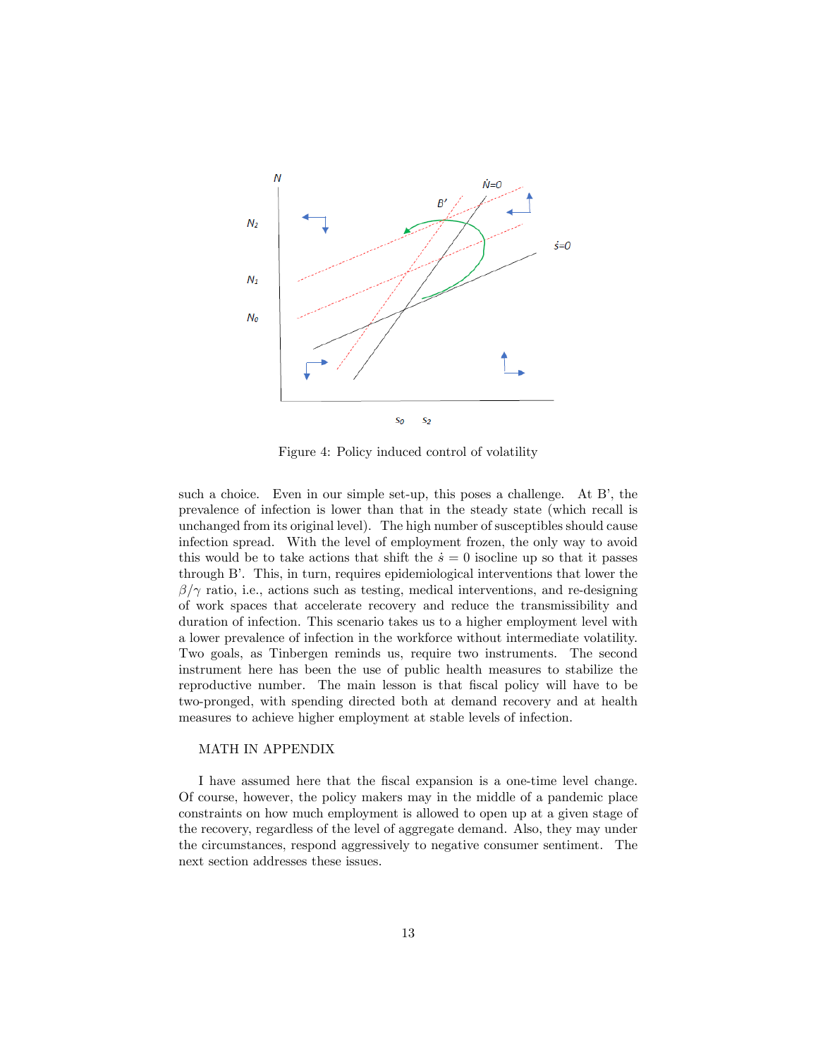Figure 4: Policy induced control of volatility

such a choice. Even in our simple set-up, this poses a challenge. At B', the prevalence of infection is lower than that in the steady state (which recall is unchanged from its original level). The high number of susceptibles should cause infection spread. With the level of employment frozen, the only way to avoid this would be to take actions that shift the $\dot{s} = 0$ isocline up so that it passes through B'. This, in turn, requires epidemiological interventions that lower the $\beta/\gamma$ ratio, i.e., actions such as testing, medical interventions, and re-designing of work spaces that accelerate recovery and reduce the transmissibility and duration of infection. This scenario takes us to a higher employment level with a lower prevalence of infection in the workforce without intermediate volatility. Two goals, as Tinbergen reminds us, require two instruments. The second instrument here has been the use of public health measures to stabilize the reproductive number. The main lesson is that fiscal policy will have to be two-pronged, with spending directed both at demand recovery and at health measures to achieve higher employment at stable levels of infection.

MATH IN APPENDIX

I have assumed here that the fiscal expansion is a one-time level change. Of course, however, the policy makers may in the middle of a pandemic place constraints on how much employment is allowed to open up at a given stage of the recovery, regardless of the level of aggregate demand. Also, they may under the circumstances, respond aggressively to negative consumer sentiment. The next section addresses these issues.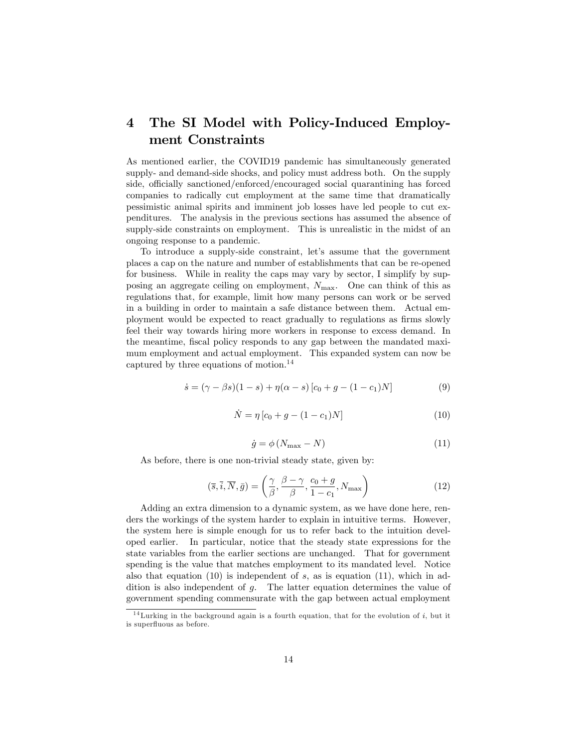# 4 The SI Model with Policy-Induced Employment Constraints

As mentioned earlier, the COVID19 pandemic has simultaneously generated supply- and demand-side shocks, and policy must address both. On the supply side, officially sanctioned/enforced/encouraged social quarantining has forced companies to radically cut employment at the same time that dramatically pessimistic animal spirits and imminent job losses have led people to cut expenditures. The analysis in the previous sections has assumed the absence of supply-side constraints on employment. This is unrealistic in the midst of an ongoing response to a pandemic.

To introduce a supply-side constraint, let's assume that the government places a cap on the nature and number of establishments that can be re-opened for business. While in reality the caps may vary by sector, I simplify by supposing an aggregate ceiling on employment, $N_{\max}$. One can think of this as regulations that, for example, limit how many persons can work or be served in a building in order to maintain a safe distance between them. Actual employment would be expected to react gradually to regulations as firms slowly feel their way towards hiring more workers in response to excess demand. In the meantime, fiscal policy responds to any gap between the mandated maximum employment and actual employment. This expanded system can now be captured by three equations of motion.[14]

$$\dot{s} = (\gamma - \beta s)(1 - s) + \eta(\alpha - s)\left[c_0 + g - (1 - c_1)N\right] \tag{9}$$

$$\dot{N} = \eta\left[c_0 + g - (1 - c_1)N\right] \tag{10}$$

$$\dot{g} = \phi\left(N_{\max} - N\right) \tag{11}$$

As before, there is one non-trivial steady state, given by:

$$(\bar{s}, \bar{i}, \overline{N}, \bar{g}) = \left(\frac{\gamma}{\beta}, \frac{\beta - \gamma}{\beta}, \frac{c_0 + g}{1 - c_1}, N_{\max}\right) \tag{12}$$

Adding an extra dimension to a dynamic system, as we have done here, renders the workings of the system harder to explain in intuitive terms. However, the system here is simple enough for us to refer back to the intuition developed earlier. In particular, notice that the steady state expressions for the state variables from the earlier sections are unchanged. That for government spending is the value that matches employment to its mandated level. Notice also that equation (10) is independent of $s$, as is equation (11), which in addition is also independent of $g$. The latter equation determines the value of government spending commensurate with the gap between actual employment

[14] Lurking in the background again is a fourth equation, that for the evolution of $i$, but it is superfluous as before.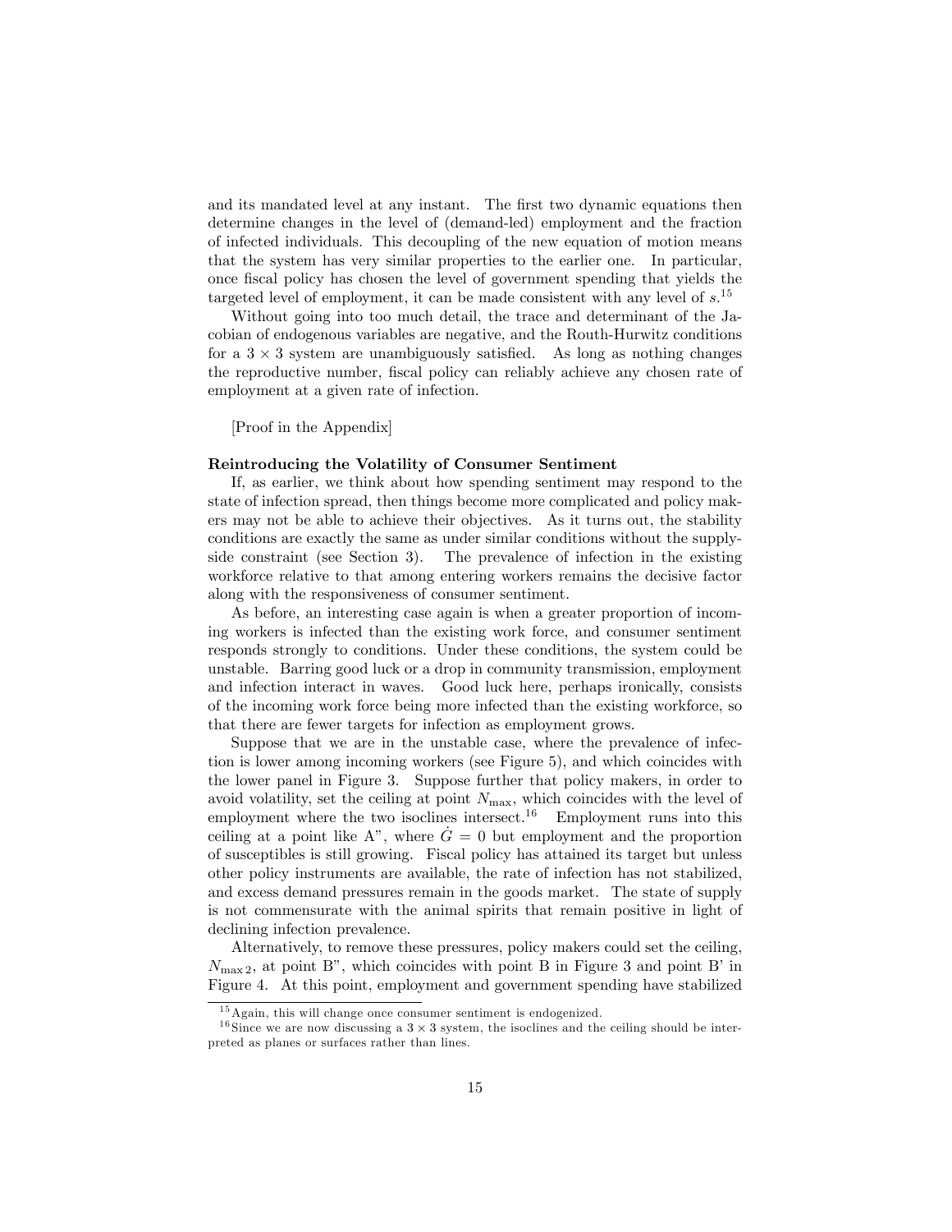and its mandated level at any instant. The first two dynamic equations then determine changes in the level of (demand-led) employment and the fraction of infected individuals. This decoupling of the new equation of motion means that the system has very similar properties to the earlier one. In particular, once fiscal policy has chosen the level of government spending that yields the targeted level of employment, it can be made consistent with any level of $s$.[15]

Without going into too much detail, the trace and determinant of the Jacobian of endogenous variables are negative, and the Routh-Hurwitz conditions for a $3 \times 3$ system are unambiguously satisfied. As long as nothing changes the reproductive number, fiscal policy can reliably achieve any chosen rate of employment at a given rate of infection.

[Proof in the Appendix]

**Reintroducing the Volatility of Consumer Sentiment**

If, as earlier, we think about how spending sentiment may respond to the state of infection spread, then things become more complicated and policy makers may not be able to achieve their objectives. As it turns out, the stability conditions are exactly the same as under similar conditions without the supply-side constraint (see Section 3). The prevalence of infection in the existing workforce relative to that among entering workers remains the decisive factor along with the responsiveness of consumer sentiment.

As before, an interesting case again is when a greater proportion of incoming workers is infected than the existing work force, and consumer sentiment responds strongly to conditions. Under these conditions, the system could be unstable. Barring good luck or a drop in community transmission, employment and infection interact in waves. Good luck here, perhaps ironically, consists of the incoming work force being more infected than the existing workforce, so that there are fewer targets for infection as employment grows.

Suppose that we are in the unstable case, where the prevalence of infection is lower among incoming workers (see Figure 5), and which coincides with the lower panel in Figure 3. Suppose further that policy makers, in order to avoid volatility, set the ceiling at point $N_{\max}$, which coincides with the level of employment where the two isoclines intersect.[16] Employment runs into this ceiling at a point like A", where $\dot{G} = 0$ but employment and the proportion of susceptibles is still growing. Fiscal policy has attained its target but unless other policy instruments are available, the rate of infection has not stabilized, and excess demand pressures remain in the goods market. The state of supply is not commensurate with the animal spirits that remain positive in light of declining infection prevalence.

Alternatively, to remove these pressures, policy makers could set the ceiling, $N_{\max 2}$, at point B", which coincides with point B in Figure 3 and point B' in Figure 4. At this point, employment and government spending have stabilized

[15] Again, this will change once consumer sentiment is endogenized.

[16] Since we are now discussing a $3 \times 3$ system, the isoclines and the ceiling should be interpreted as planes or surfaces rather than lines.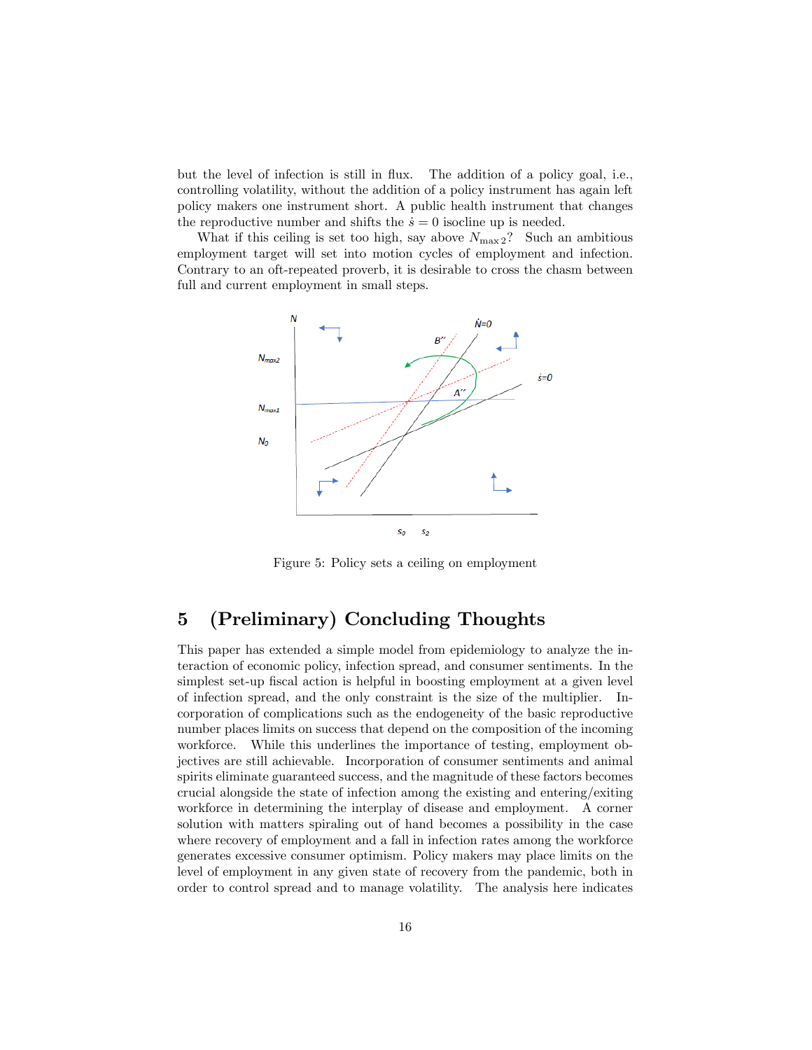but the level of infection is still in flux. The addition of a policy goal, i.e., controlling volatility, without the addition of a policy instrument has again left policy makers one instrument short. A public health instrument that changes the reproductive number and shifts the $\dot{s} = 0$ isocline up is needed.

What if this ceiling is set too high, say above $N_{\max 2}$? Such an ambitious employment target will set into motion cycles of employment and infection. Contrary to an oft-repeated proverb, it is desirable to cross the chasm between full and current employment in small steps.

Figure 5: Policy sets a ceiling on employment

## 5 (Preliminary) Concluding Thoughts

This paper has extended a simple model from epidemiology to analyze the interaction of economic policy, infection spread, and consumer sentiments. In the simplest set-up fiscal action is helpful in boosting employment at a given level of infection spread, and the only constraint is the size of the multiplier. Incorporation of complications such as the endogeneity of the basic reproductive number places limits on success that depend on the composition of the incoming workforce. While this underlines the importance of testing, employment objectives are still achievable. Incorporation of consumer sentiments and animal spirits eliminate guaranteed success, and the magnitude of these factors becomes crucial alongside the state of infection among the existing and entering/exiting workforce in determining the interplay of disease and employment. A corner solution with matters spiraling out of hand becomes a possibility in the case where recovery of employment and a fall in infection rates among the workforce generates excessive consumer optimism. Policy makers may place limits on the level of employment in any given state of recovery from the pandemic, both in order to control spread and to manage volatility. The analysis here indicates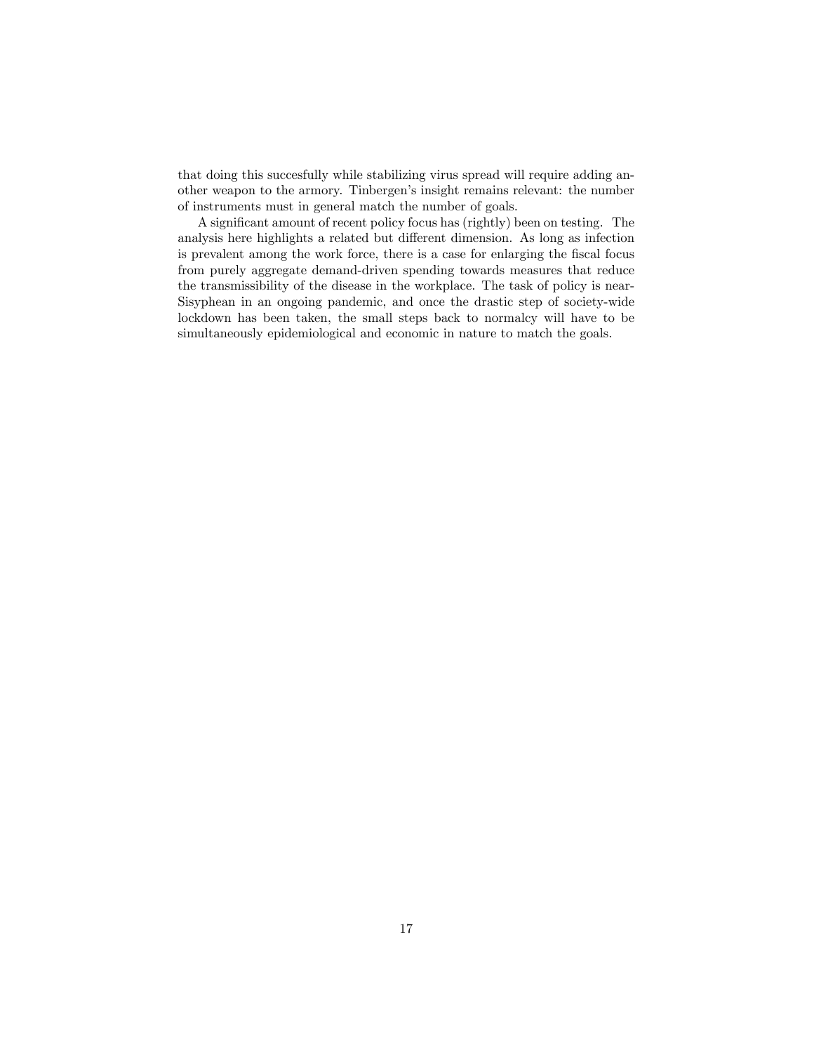that doing this succesfully while stabilizing virus spread will require adding another weapon to the armory. Tinbergen's insight remains relevant: the number of instruments must in general match the number of goals.

A significant amount of recent policy focus has (rightly) been on testing. The analysis here highlights a related but different dimension. As long as infection is prevalent among the work force, there is a case for enlarging the fiscal focus from purely aggregate demand-driven spending towards measures that reduce the transmissibility of the disease in the workplace. The task of policy is near-Sisyphean in an ongoing pandemic, and once the drastic step of society-wide lockdown has been taken, the small steps back to normalcy will have to be simultaneously epidemiological and economic in nature to match the goals.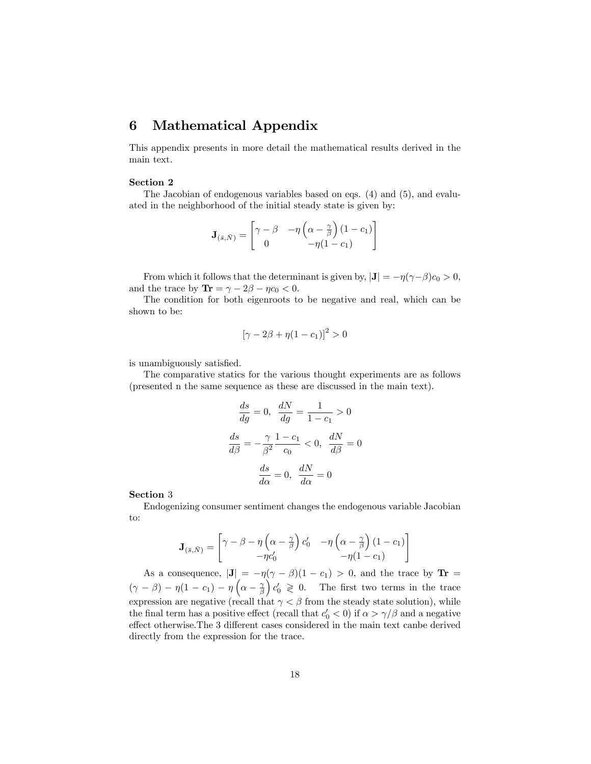# 6 Mathematical Appendix

This appendix presents in more detail the mathematical results derived in the main text.

**Section 2**

The Jacobian of endogenous variables based on eqs. (4) and (5), and evaluated in the neighborhood of the initial steady state is given by:

$$\mathbf{J}_{(\bar{s},\bar{N})} = \begin{bmatrix} \gamma - \beta & -\eta\left(\alpha - \frac{\gamma}{\beta}\right)(1-c_1) \\ 0 & -\eta(1-c_1) \end{bmatrix}$$

From which it follows that the determinant is given by, $|\mathbf{J}| = -\eta(\gamma-\beta)c_0 > 0$, and the trace by $\mathbf{Tr} = \gamma - 2\beta - \eta c_0 < 0$.

The condition for both eigenroots to be negative and real, which can be shown to be:

$$[\gamma - 2\beta + \eta(1-c_1)]^2 > 0$$

is unambiguously satisfied.

The comparative statics for the various thought experiments are as follows (presented n the same sequence as these are discussed in the main text).

$$\frac{ds}{dg} = 0, \ \frac{dN}{dg} = \frac{1}{1-c_1} > 0$$

$$\frac{ds}{d\beta} = -\frac{\gamma}{\beta^2}\frac{1-c_1}{c_0} < 0, \ \frac{dN}{d\beta} = 0$$

$$\frac{ds}{d\alpha} = 0, \ \frac{dN}{d\alpha} = 0$$

**Section** 3

Endogenizing consumer sentiment changes the endogenous variable Jacobian to:

$$\mathbf{J}_{(\bar{s},\bar{N})} = \begin{bmatrix} \gamma - \beta - \eta\left(\alpha - \frac{\gamma}{\beta}\right)c_0' & -\eta\left(\alpha - \frac{\gamma}{\beta}\right)(1-c_1) \\ -\eta c_0' & -\eta(1-c_1) \end{bmatrix}$$

As a consequence, $|\mathbf{J}| = -\eta(\gamma-\beta)(1-c_1) > 0$, and the trace by $\mathbf{Tr} = (\gamma-\beta) - \eta(1-c_1) - \eta\left(\alpha - \frac{\gamma}{\beta}\right)c_0' \gtrless 0$. The first two terms in the trace expression are negative (recall that $\gamma < \beta$ from the steady state solution), while the final term has a positive effect (recall that $c_0' < 0$) if $\alpha > \gamma/\beta$ and a negative effect otherwise.The 3 different cases considered in the main text canbe derived directly from the expression for the trace.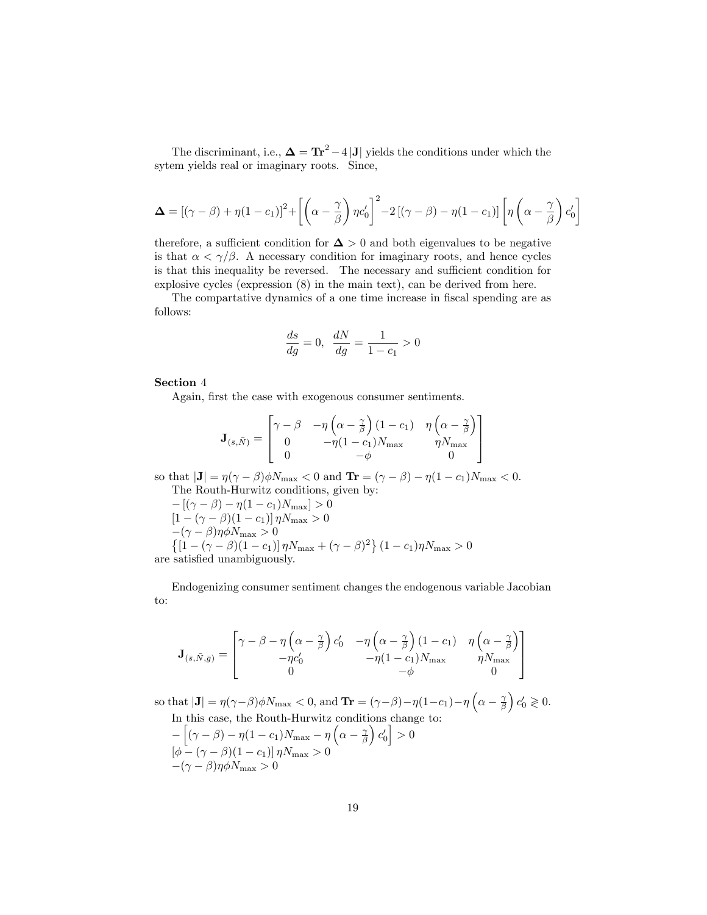The discriminant, i.e., $\mathbf{\Delta} = \mathbf{Tr}^2 - 4\,|\mathbf{J}|$ yields the conditions under which the sytem yields real or imaginary roots. Since,

$$\mathbf{\Delta} = \left[(\gamma-\beta)+\eta(1-c_1)\right]^2 + \left[\left(\alpha - \frac{\gamma}{\beta}\right)\eta c_0'\right]^2 - 2\left[(\gamma-\beta)-\eta(1-c_1)\right]\left[\eta\left(\alpha - \frac{\gamma}{\beta}\right)c_0'\right]$$

therefore, a sufficient condition for $\mathbf{\Delta} > 0$ and both eigenvalues to be negative is that $\alpha < \gamma/\beta$. A necessary condition for imaginary roots, and hence cycles is that this inequality be reversed. The necessary and sufficient condition for explosive cycles (expression (8) in the main text), can be derived from here.

The compartative dynamics of a one time increase in fiscal spending are as follows:

$$\frac{ds}{dg} = 0, \;\; \frac{dN}{dg} = \frac{1}{1-c_1} > 0$$

**Section** 4

Again, first the case with exogenous consumer sentiments.

$$\mathbf{J}_{(\bar{s},\bar{N})} = \begin{bmatrix} \gamma-\beta & -\eta\left(\alpha-\frac{\gamma}{\beta}\right)(1-c_1) & \eta\left(\alpha-\frac{\gamma}{\beta}\right) \\ 0 & -\eta(1-c_1)N_{\max} & \eta N_{\max} \\ 0 & -\phi & 0 \end{bmatrix}$$

so that $|\mathbf{J}| = \eta(\gamma-\beta)\phi N_{\max} < 0$ and $\mathbf{Tr} = (\gamma-\beta) - \eta(1-c_1)N_{\max} < 0$.

The Routh-Hurwitz conditions, given by:

$-\left[(\gamma-\beta) - \eta(1-c_1)N_{\max}\right] > 0$

$\left[1-(\gamma-\beta)(1-c_1)\right]\eta N_{\max} > 0$

$-(\gamma-\beta)\eta\phi N_{\max} > 0$

$\left\{\left[1-(\gamma-\beta)(1-c_1)\right]\eta N_{\max} + (\gamma-\beta)^2\right\}(1-c_1)\eta N_{\max} > 0$

are satisfied unambiguously.

Endogenizing consumer sentiment changes the endogenous variable Jacobian to:

$$\mathbf{J}_{(\bar{s},\bar{N},\bar{g})} = \begin{bmatrix} \gamma-\beta-\eta\left(\alpha-\frac{\gamma}{\beta}\right)c_0' & -\eta\left(\alpha-\frac{\gamma}{\beta}\right)(1-c_1) & \eta\left(\alpha-\frac{\gamma}{\beta}\right) \\ -\eta c_0' & -\eta(1-c_1)N_{\max} & \eta N_{\max} \\ 0 & -\phi & 0 \end{bmatrix}$$

so that $|\mathbf{J}| = \eta(\gamma-\beta)\phi N_{\max} < 0$, and $\mathbf{Tr} = (\gamma-\beta) - \eta(1-c_1) - \eta\left(\alpha - \frac{\gamma}{\beta}\right)c_0' \gtrless 0$.

In this case, the Routh-Hurwitz conditions change to:

$-\left[(\gamma-\beta) - \eta(1-c_1)N_{\max} - \eta\left(\alpha-\frac{\gamma}{\beta}\right)c_0'\right] > 0$

$\left[\phi-(\gamma-\beta)(1-c_1)\right]\eta N_{\max} > 0$

$-(\gamma-\beta)\eta\phi N_{\max} > 0$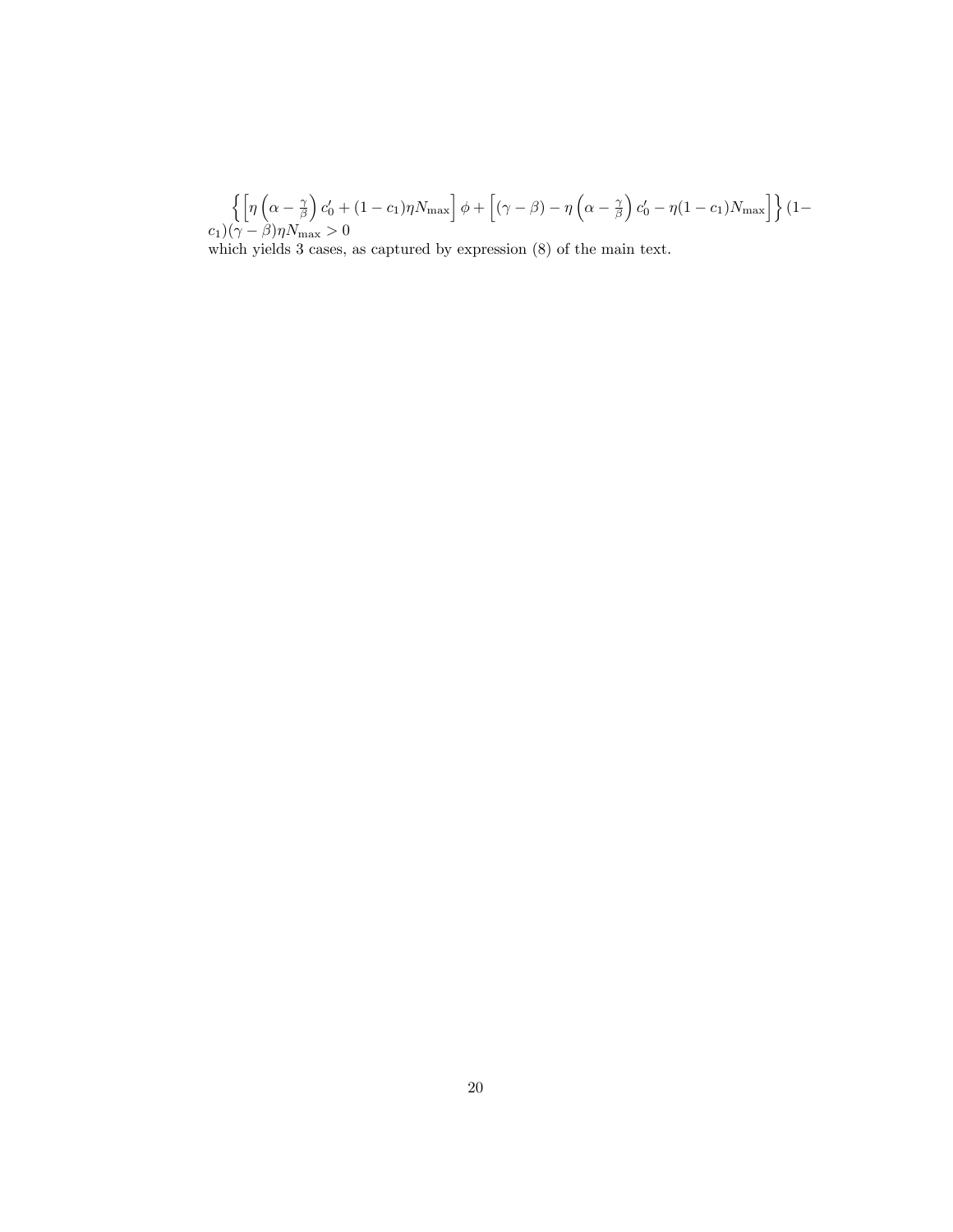$$\left\{\left[\eta\left(\alpha-\frac{\gamma}{\beta}\right)c_0'+(1-c_1)\eta N_{\max}\right]\phi+\left[(\gamma-\beta)-\eta\left(\alpha-\frac{\gamma}{\beta}\right)c_0'-\eta(1-c_1)N_{\max}\right]\right\}(1-c_1)(\gamma-\beta)\eta N_{\max}>0$$

which yields 3 cases, as captured by expression (8) of the main text.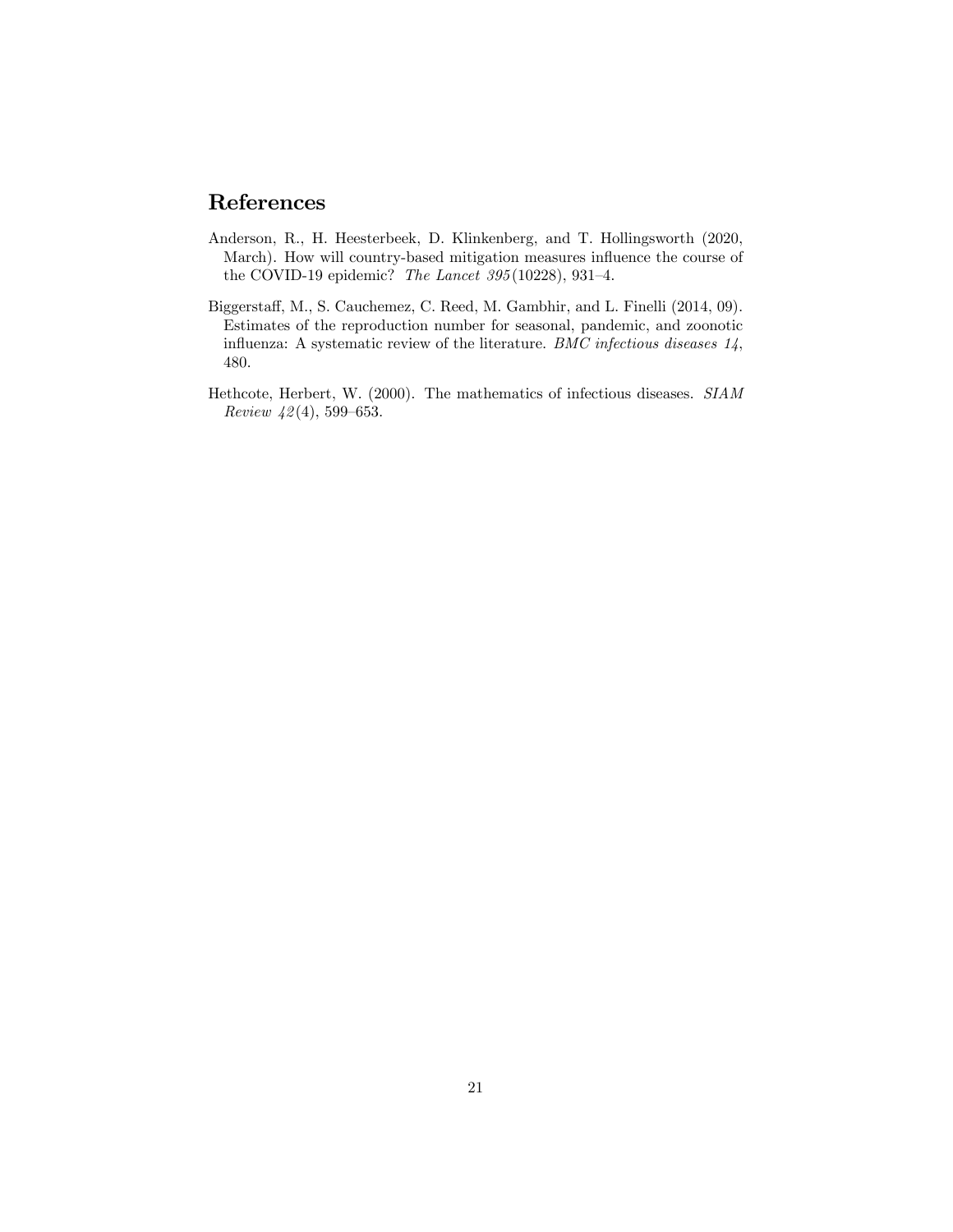## References

Anderson, R., H. Heesterbeek, D. Klinkenberg, and T. Hollingsworth (2020, March). How will country-based mitigation measures influence the course of the COVID-19 epidemic? *The Lancet 395*(10228), 931–4.

Biggerstaff, M., S. Cauchemez, C. Reed, M. Gambhir, and L. Finelli (2014, 09). Estimates of the reproduction number for seasonal, pandemic, and zoonotic influenza: A systematic review of the literature. *BMC infectious diseases 14*, 480.

Hethcote, Herbert, W. (2000). The mathematics of infectious diseases. *SIAM Review 42*(4), 599–653.